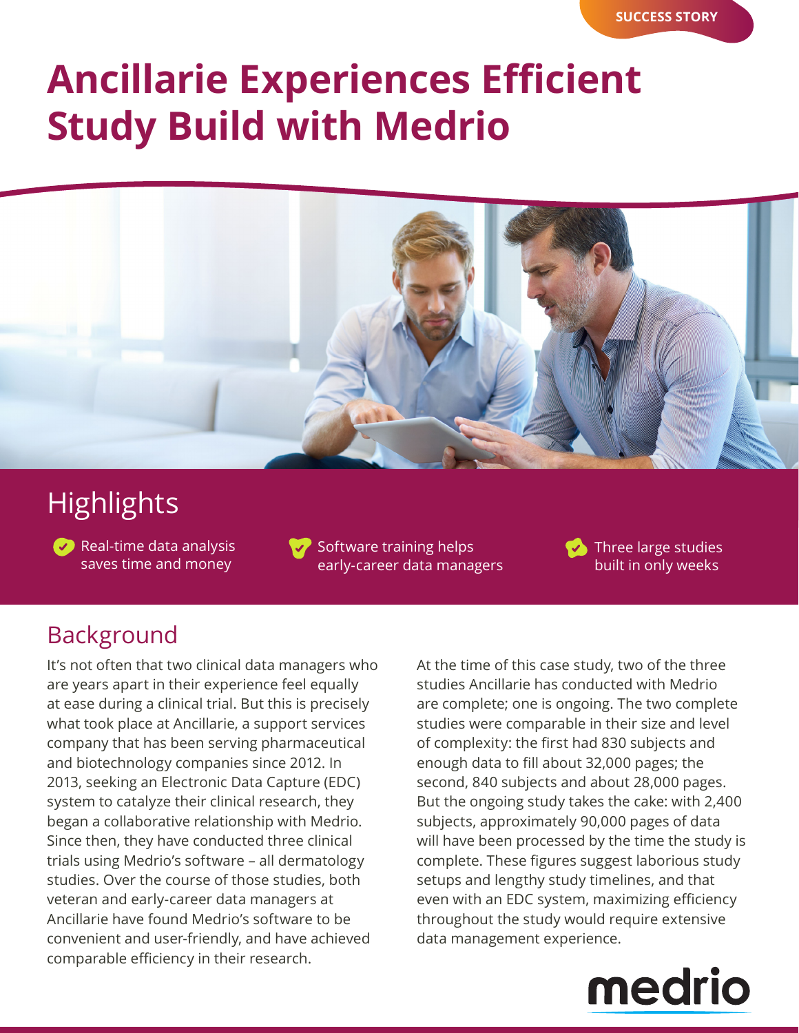SUCCESS STORY

# Ancillarie Experiences Efficient Study Build with Medrio

## Highlights

- Real-time data analysis saves time and money
- Software training helps early-career data managers
- Three large studies built in only weeks

## Background

It's not often that two clinical data managers who are years apart in their experience feel equally at ease during a clinical trial. But this is precisely what took place at Ancillarie, a support services company that has been serving pharmaceutical and biotechnology companies since 2012. In 2013, seeking an Electronic Data Capture (EDC) system to catalyze their clinical research, they began a collaborative relationship with Medrio. Since then, they have conducted three clinical trials using Medrio's software – all dermatology studies. Over the course of those studies, both veteran and early-career data managers at Ancillarie have found Medrio's software to be convenient and user-friendly, and have achieved comparable efficiency in their research.

At the time of this case study, two of the three studies Ancillarie has conducted with Medrio are complete; one is ongoing. The two complete studies were comparable in their size and level of complexity: the first had 830 subjects and enough data to fill about 32,000 pages; the second, 840 subjects and about 28,000 pages. But the ongoing study takes the cake: with 2,400 subjects, approximately 90,000 pages of data will have been processed by the time the study is complete. These figures suggest laborious study setups and lengthy study timelines, and that even with an EDC system, maximizing efficiency throughout the study would require extensive data management experience.

medrio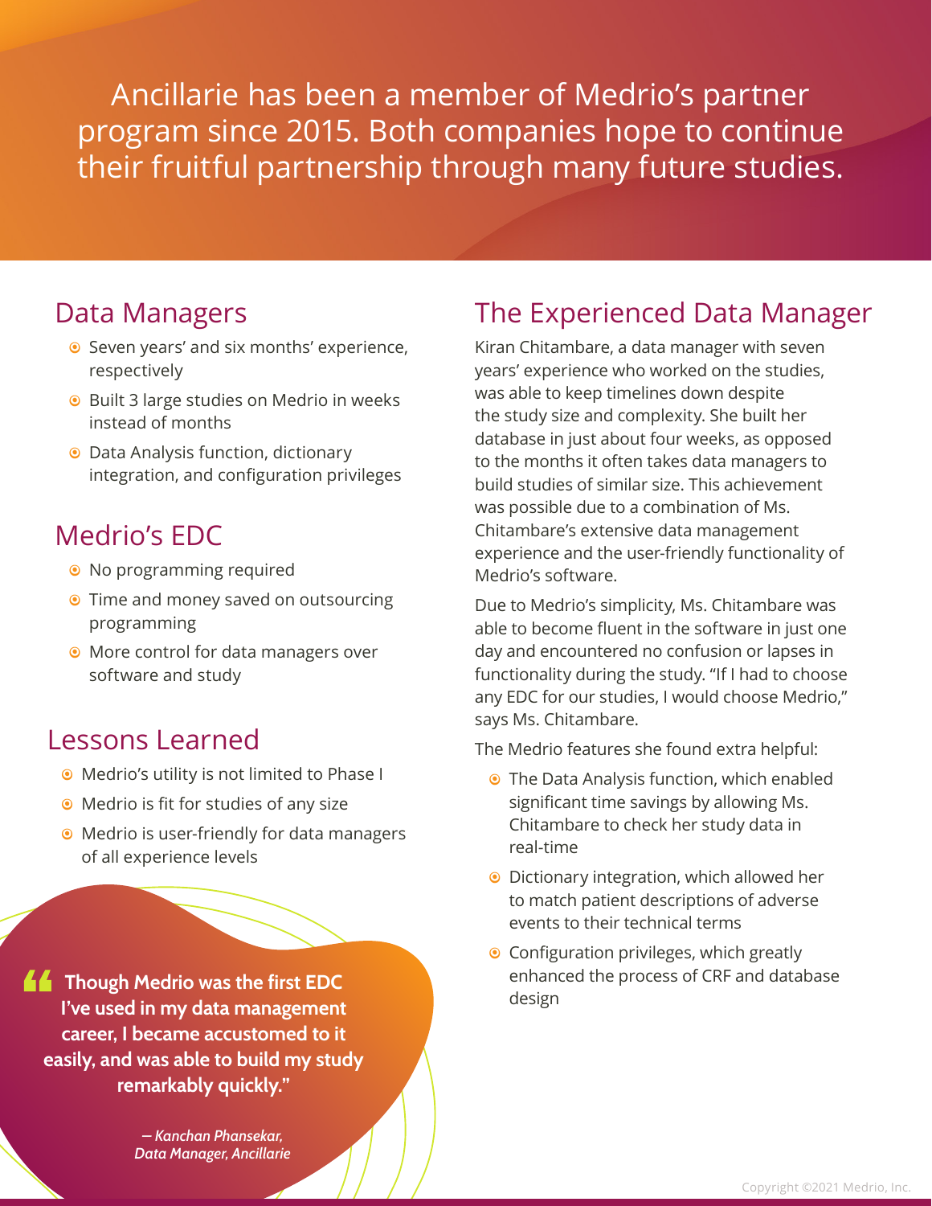Ancillarie has been a member of Medrio's partner program since 2015. Both companies hope to continue their fruitful partnership through many future studies.

## Data Managers

- Seven years' and six months' experience, respectively
- Built 3 large studies on Medrio in weeks instead of months
- Data Analysis function, dictionary integration, and configuration privileges

## Medrio's EDC

- No programming required
- Time and money saved on outsourcing programming
- More control for data managers over software and study

## Lessons Learned

- Medrio's utility is not limited to Phase I
- Medrio is fit for studies of any size
- Medrio is user-friendly for data managers of all experience levels

> **"Though Medrio was the first EDC I've used in my data management career, I became accustomed to it easily, and was able to build my study remarkably quickly."**
>
> *– Kanchan Phansekar, Data Manager, Ancillarie*

## The Experienced Data Manager

Kiran Chitambare, a data manager with seven years' experience who worked on the studies, was able to keep timelines down despite the study size and complexity. She built her database in just about four weeks, as opposed to the months it often takes data managers to build studies of similar size. This achievement was possible due to a combination of Ms. Chitambare's extensive data management experience and the user-friendly functionality of Medrio's software.

Due to Medrio's simplicity, Ms. Chitambare was able to become fluent in the software in just one day and encountered no confusion or lapses in functionality during the study. "If I had to choose any EDC for our studies, I would choose Medrio," says Ms. Chitambare.

The Medrio features she found extra helpful:

- The Data Analysis function, which enabled significant time savings by allowing Ms. Chitambare to check her study data in real-time
- Dictionary integration, which allowed her to match patient descriptions of adverse events to their technical terms
- Configuration privileges, which greatly enhanced the process of CRF and database design

Copyright ©2021 Medrio, Inc.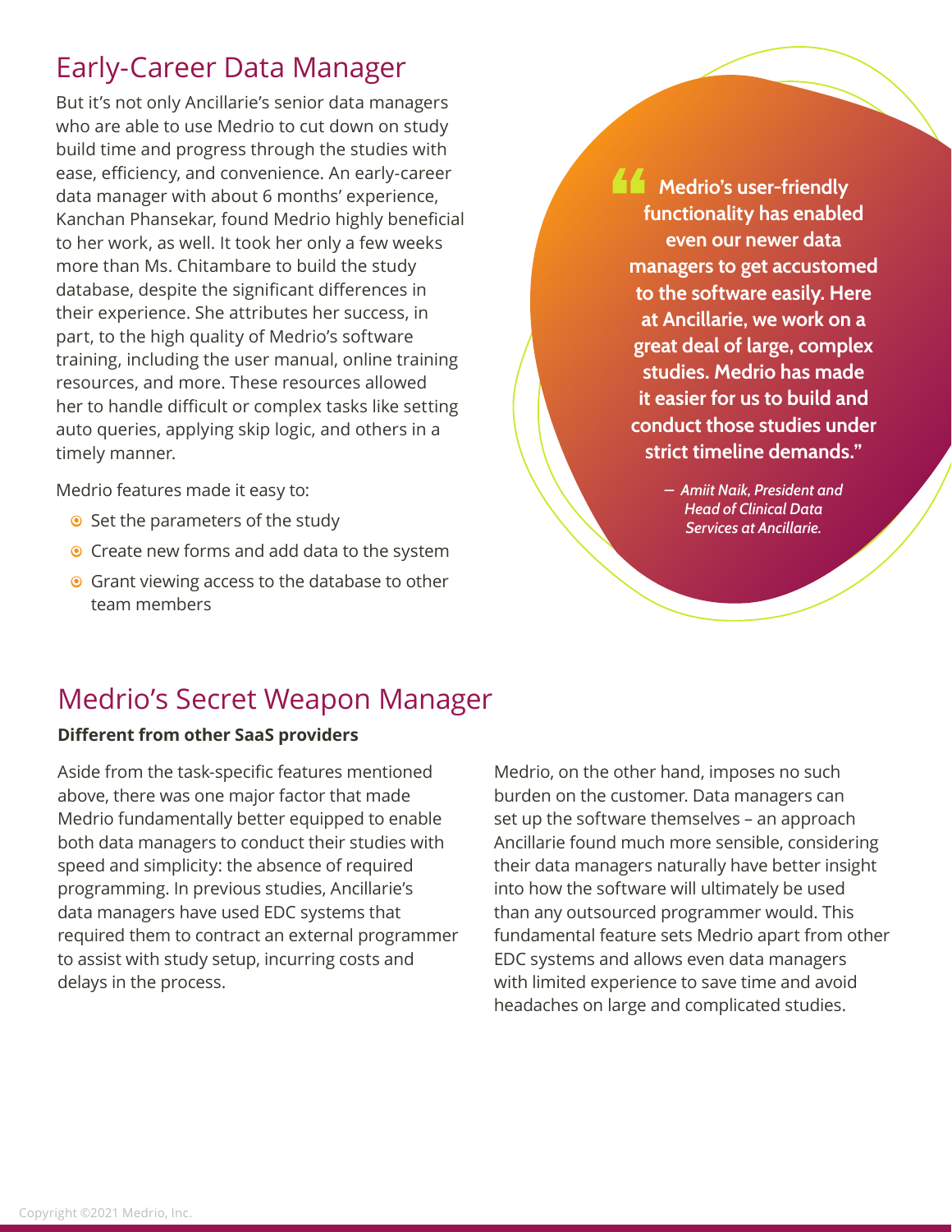## Early-Career Data Manager

But it's not only Ancillarie's senior data managers who are able to use Medrio to cut down on study build time and progress through the studies with ease, efficiency, and convenience. An early-career data manager with about 6 months' experience, Kanchan Phansekar, found Medrio highly beneficial to her work, as well. It took her only a few weeks more than Ms. Chitambare to build the study database, despite the significant differences in their experience. She attributes her success, in part, to the high quality of Medrio's software training, including the user manual, online training resources, and more. These resources allowed her to handle difficult or complex tasks like setting auto queries, applying skip logic, and others in a timely manner.

Medrio features made it easy to:

- Set the parameters of the study
- Create new forms and add data to the system
- Grant viewing access to the database to other team members

> **"Medrio's user-friendly functionality has enabled even our newer data managers to get accustomed to the software easily. Here at Ancillarie, we work on a great deal of large, complex studies. Medrio has made it easier for us to build and conduct those studies under strict timeline demands."**
>
> *– Amiit Naik, President and Head of Clinical Data Services at Ancillarie.*

## Medrio's Secret Weapon Manager

**Different from other SaaS providers**

Aside from the task-specific features mentioned above, there was one major factor that made Medrio fundamentally better equipped to enable both data managers to conduct their studies with speed and simplicity: the absence of required programming. In previous studies, Ancillarie's data managers have used EDC systems that required them to contract an external programmer to assist with study setup, incurring costs and delays in the process.

Medrio, on the other hand, imposes no such burden on the customer. Data managers can set up the software themselves – an approach Ancillarie found much more sensible, considering their data managers naturally have better insight into how the software will ultimately be used than any outsourced programmer would. This fundamental feature sets Medrio apart from other EDC systems and allows even data managers with limited experience to save time and avoid headaches on large and complicated studies.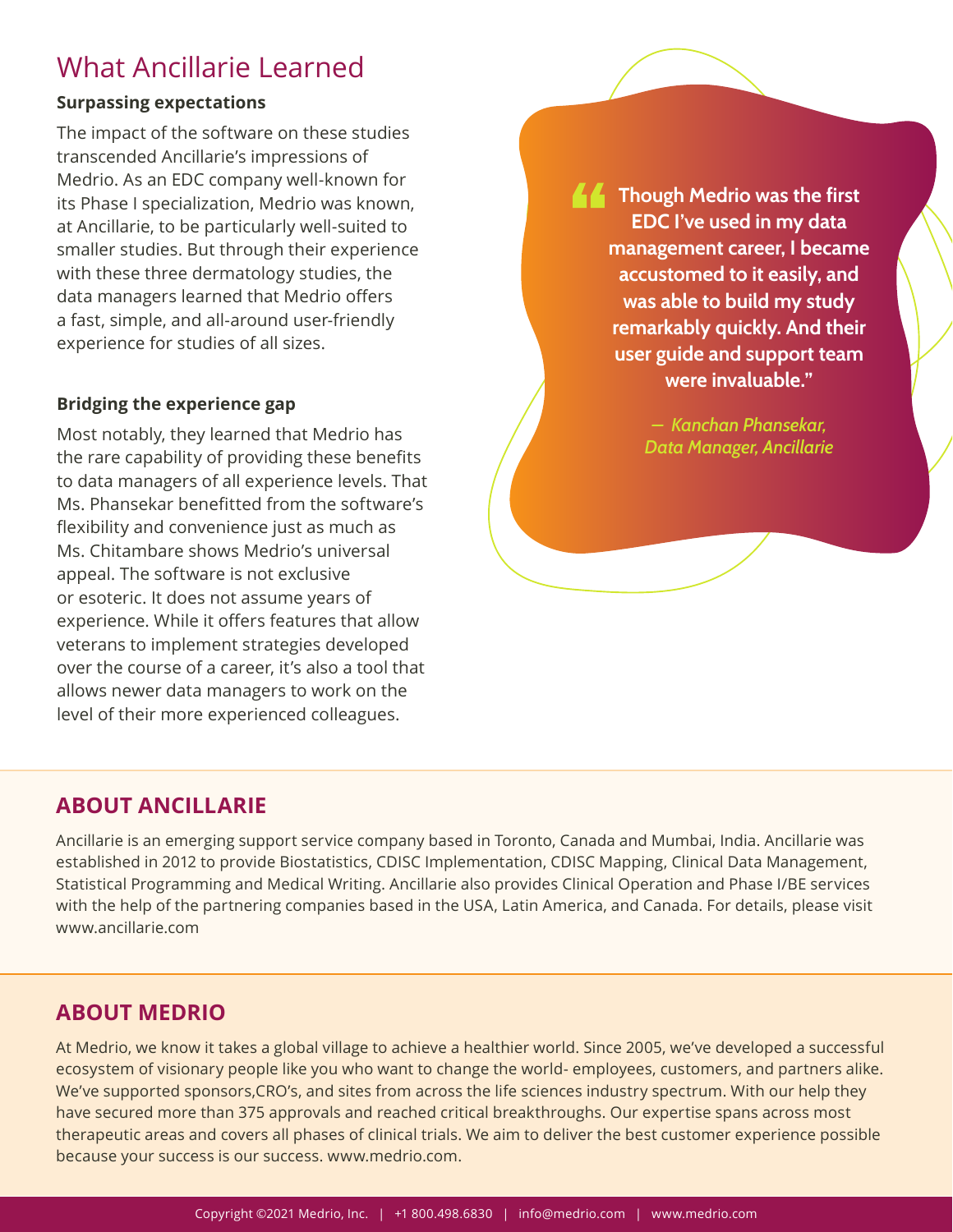## What Ancillarie Learned

**Surpassing expectations**

The impact of the software on these studies transcended Ancillarie's impressions of Medrio. As an EDC company well-known for its Phase I specialization, Medrio was known, at Ancillarie, to be particularly well-suited to smaller studies. But through their experience with these three dermatology studies, the data managers learned that Medrio offers a fast, simple, and all-around user-friendly experience for studies of all sizes.

**Bridging the experience gap**

Most notably, they learned that Medrio has the rare capability of providing these benefits to data managers of all experience levels. That Ms. Phansekar benefitted from the software's flexibility and convenience just as much as Ms. Chitambare shows Medrio's universal appeal. The software is not exclusive or esoteric. It does not assume years of experience. While it offers features that allow veterans to implement strategies developed over the course of a career, it's also a tool that allows newer data managers to work on the level of their more experienced colleagues.

> **"Though Medrio was the first EDC I've used in my data management career, I became accustomed to it easily, and was able to build my study remarkably quickly. And their user guide and support team were invaluable."**
>
> *— Kanchan Phansekar, Data Manager, Ancillarie*

## ABOUT ANCILLARIE

Ancillarie is an emerging support service company based in Toronto, Canada and Mumbai, India. Ancillarie was established in 2012 to provide Biostatistics, CDISC Implementation, CDISC Mapping, Clinical Data Management, Statistical Programming and Medical Writing. Ancillarie also provides Clinical Operation and Phase I/BE services with the help of the partnering companies based in the USA, Latin America, and Canada. For details, please visit www.ancillarie.com

## ABOUT MEDRIO

At Medrio, we know it takes a global village to achieve a healthier world. Since 2005, we've developed a successful ecosystem of visionary people like you who want to change the world- employees, customers, and partners alike. We've supported sponsors,CRO's, and sites from across the life sciences industry spectrum. With our help they have secured more than 375 approvals and reached critical breakthroughs. Our expertise spans across most therapeutic areas and covers all phases of clinical trials. We aim to deliver the best customer experience possible because your success is our success. www.medrio.com.

Copyright ©2021 Medrio, Inc. | +1 800.498.6830 | info@medrio.com | www.medrio.com